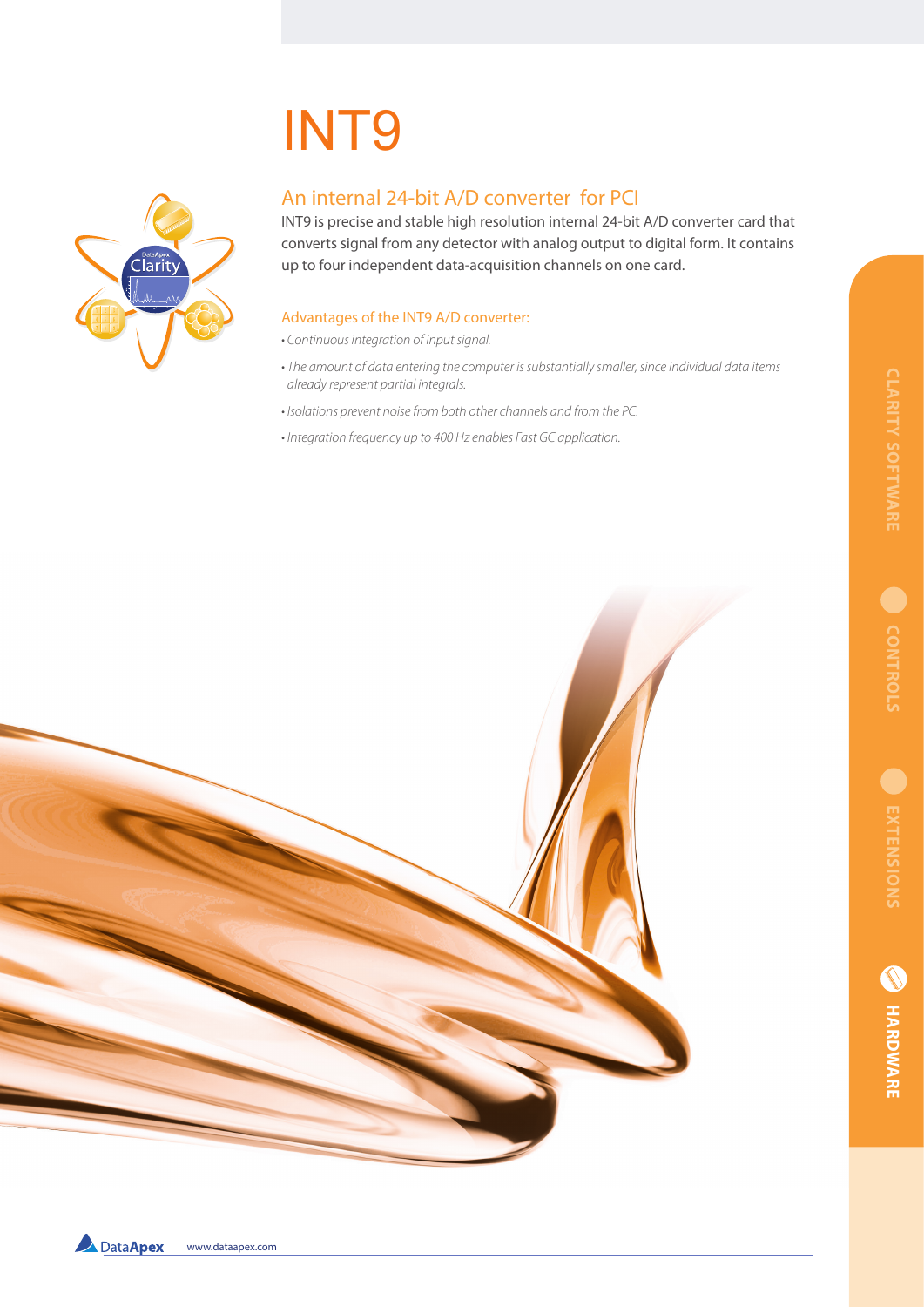# INT9

## An internal 24-bit A/D converter for PCI

INT9 is precise and stable high resolution internal 24-bit A/D converter card that converts signal from any detector with analog output to digital form. It contains up to four independent data-acquisition channels on one card.

### Advantages of the INT9 A/D converter:

- *Continuous integration of input signal.*
- *The amount of data entering the computer is substantially smaller, since individual data items already represent partial integrals.*
- *Isolations prevent noise from both other channels and from the PC.*
- *Integration frequency up to 400 Hz enables Fast GC application.*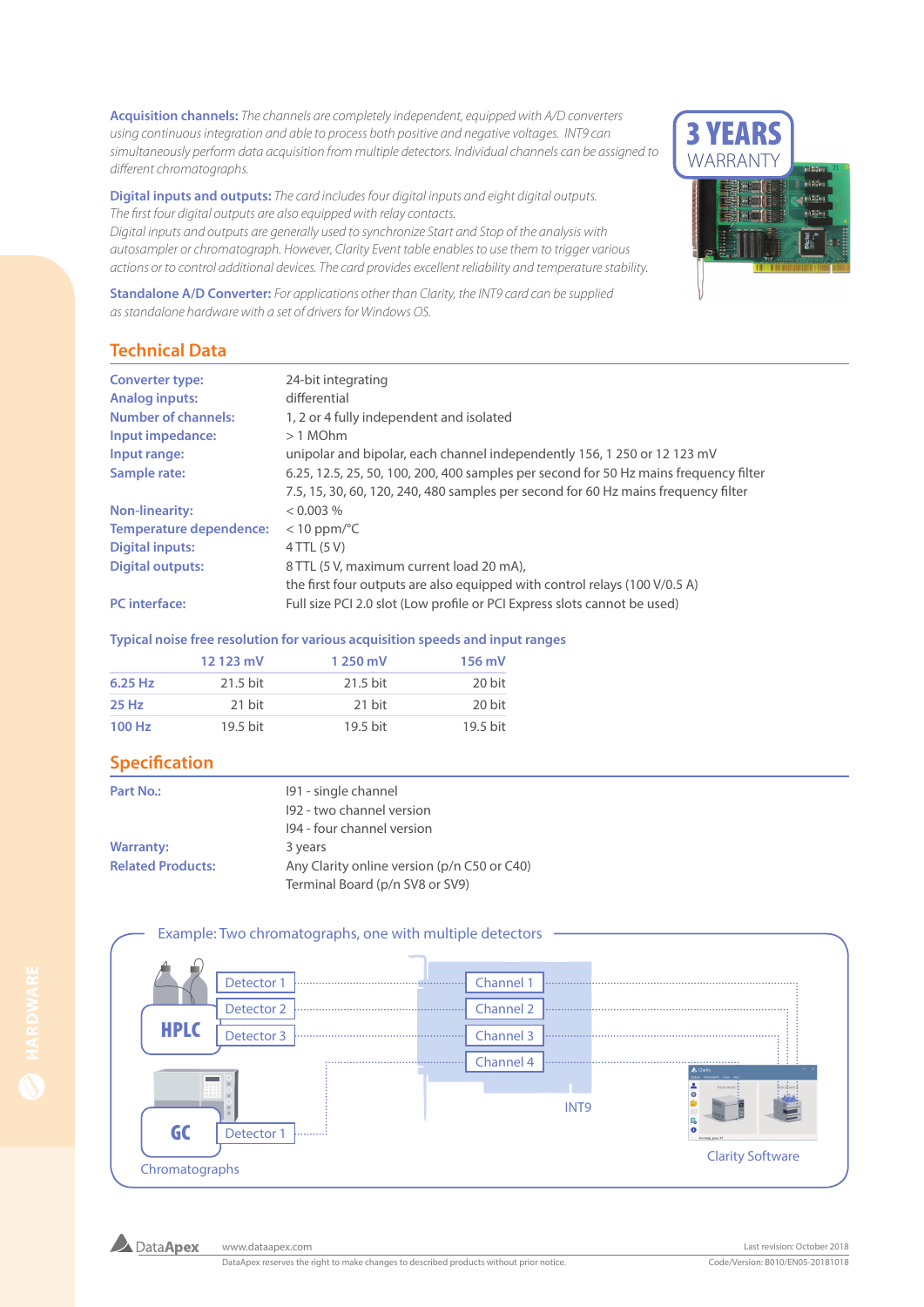**Acquisition channels:** *The channels are completely independent, equipped with A/D converters using continuous integration and able to process both positive and negative voltages. INT9 can simultaneously perform data acquisition from multiple detectors. Individual channels can be assigned to different chromatographs.*

**Digital inputs and outputs:** *The card includes four digital inputs and eight digital outputs. The first four digital outputs are also equipped with relay contacts.*
*Digital inputs and outputs are generally used to synchronize Start and Stop of the analysis with autosampler or chromatograph. However, Clarity Event table enables to use them to trigger various actions or to control additional devices. The card provides excellent reliability and temperature stability.*

**Standalone A/D Converter:** *For applications other than Clarity, the INT9 card can be supplied as standalone hardware with a set of drivers for Windows OS.*

3 YEARS WARRANTY

## Technical Data

| | |
|---|---|
| **Converter type:** | 24-bit integrating |
| **Analog inputs:** | differential |
| **Number of channels:** | 1, 2 or 4 fully independent and isolated |
| **Input impedance:** | > 1 MOhm |
| **Input range:** | unipolar and bipolar, each channel independently 156, 1 250 or 12 123 mV |
| **Sample rate:** | 6.25, 12.5, 25, 50, 100, 200, 400 samples per second for 50 Hz mains frequency filter<br>7.5, 15, 30, 60, 120, 240, 480 samples per second for 60 Hz mains frequency filter |
| **Non-linearity:** | < 0.003 % |
| **Temperature dependence:** | < 10 ppm/°C |
| **Digital inputs:** | 4 TTL (5 V) |
| **Digital outputs:** | 8 TTL (5 V, maximum current load 20 mA),<br>the first four outputs are also equipped with control relays (100 V/0.5 A) |
| **PC interface:** | Full size PCI 2.0 slot (Low profile or PCI Express slots cannot be used) |

### Typical noise free resolution for various acquisition speeds and input ranges

| | 12 123 mV | 1 250 mV | 156 mV |
|---|---|---|---|
| **6.25 Hz** | 21.5 bit | 21.5 bit | 20 bit |
| **25 Hz** | 21 bit | 21 bit | 20 bit |
| **100 Hz** | 19.5 bit | 19.5 bit | 19.5 bit |

## Specification

| | |
|---|---|
| **Part No.:** | I91 - single channel<br>I92 - two channel version<br>I94 - four channel version |
| **Warranty:** | 3 years |
| **Related Products:** | Any Clarity online version (p/n C50 or C40)<br>Terminal Board (p/n SV8 or SV9) |

Example: Two chromatographs, one with multiple detectors

HPLC
Detector 1
Detector 2
Detector 3
GC
Detector 1
Chromatographs
Channel 1
Channel 2
Channel 3
Channel 4
INT9
Clarity Software

www.dataapex.com
DataApex reserves the right to make changes to described products without prior notice.
Last revision: October 2018
Code/Version: B010/EN05-20181018